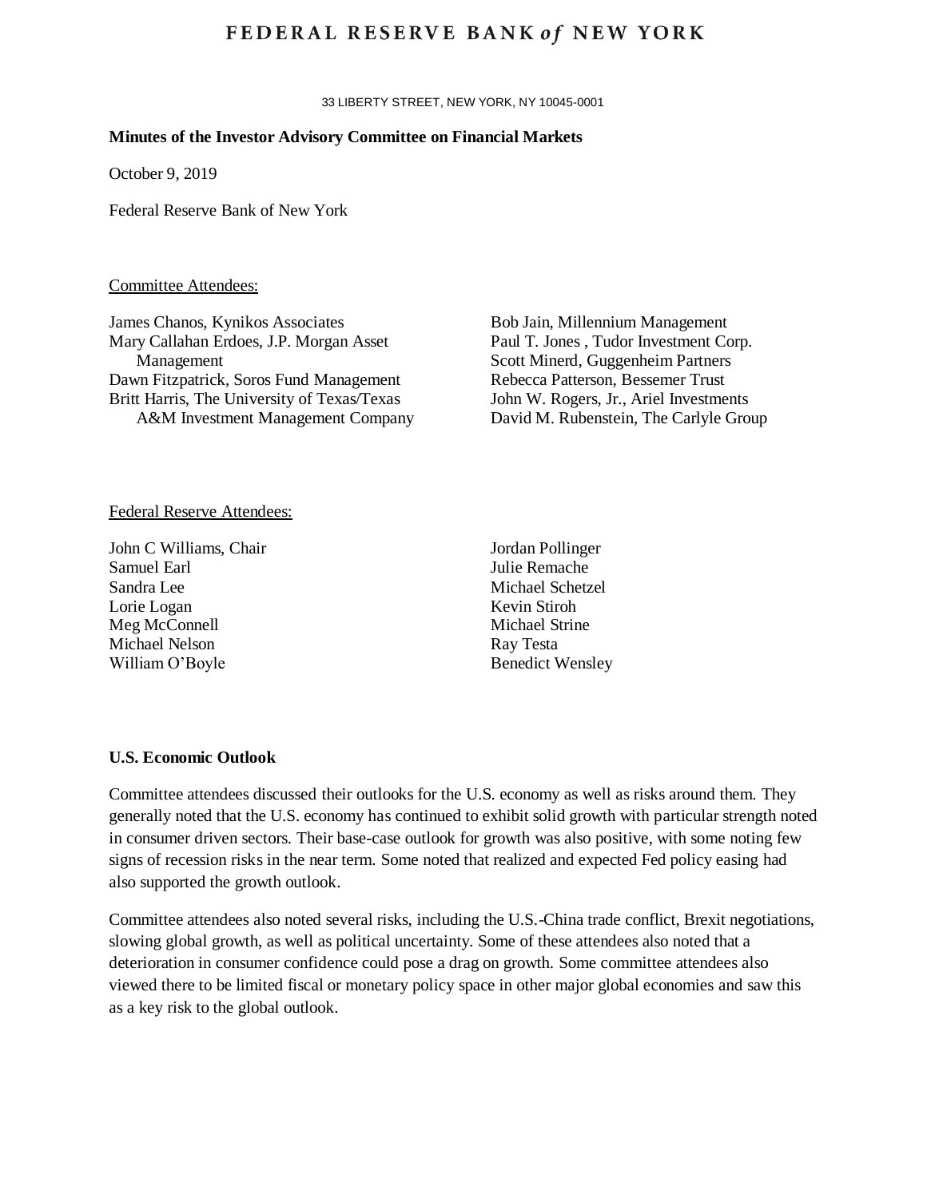# FEDERAL RESERVE BANK *of* NEW YORK

33 LIBERTY STREET, NEW YORK, NY 10045-0001

**Minutes of the Investor Advisory Committee on Financial Markets**

October 9, 2019

Federal Reserve Bank of New York

Committee Attendees:

James Chanos, Kynikos Associates
Mary Callahan Erdoes, J.P. Morgan Asset Management
Dawn Fitzpatrick, Soros Fund Management
Britt Harris, The University of Texas/Texas A&M Investment Management Company
Bob Jain, Millennium Management
Paul T. Jones , Tudor Investment Corp.
Scott Minerd, Guggenheim Partners
Rebecca Patterson, Bessemer Trust
John W. Rogers, Jr., Ariel Investments
David M. Rubenstein, The Carlyle Group

Federal Reserve Attendees:

John C Williams, Chair
Samuel Earl
Sandra Lee
Lorie Logan
Meg McConnell
Michael Nelson
William O'Boyle
Jordan Pollinger
Julie Remache
Michael Schetzel
Kevin Stiroh
Michael Strine
Ray Testa
Benedict Wensley

**U.S. Economic Outlook**

Committee attendees discussed their outlooks for the U.S. economy as well as risks around them. They generally noted that the U.S. economy has continued to exhibit solid growth with particular strength noted in consumer driven sectors. Their base-case outlook for growth was also positive, with some noting few signs of recession risks in the near term. Some noted that realized and expected Fed policy easing had also supported the growth outlook.

Committee attendees also noted several risks, including the U.S.-China trade conflict, Brexit negotiations, slowing global growth, as well as political uncertainty. Some of these attendees also noted that a deterioration in consumer confidence could pose a drag on growth. Some committee attendees also viewed there to be limited fiscal or monetary policy space in other major global economies and saw this as a key risk to the global outlook.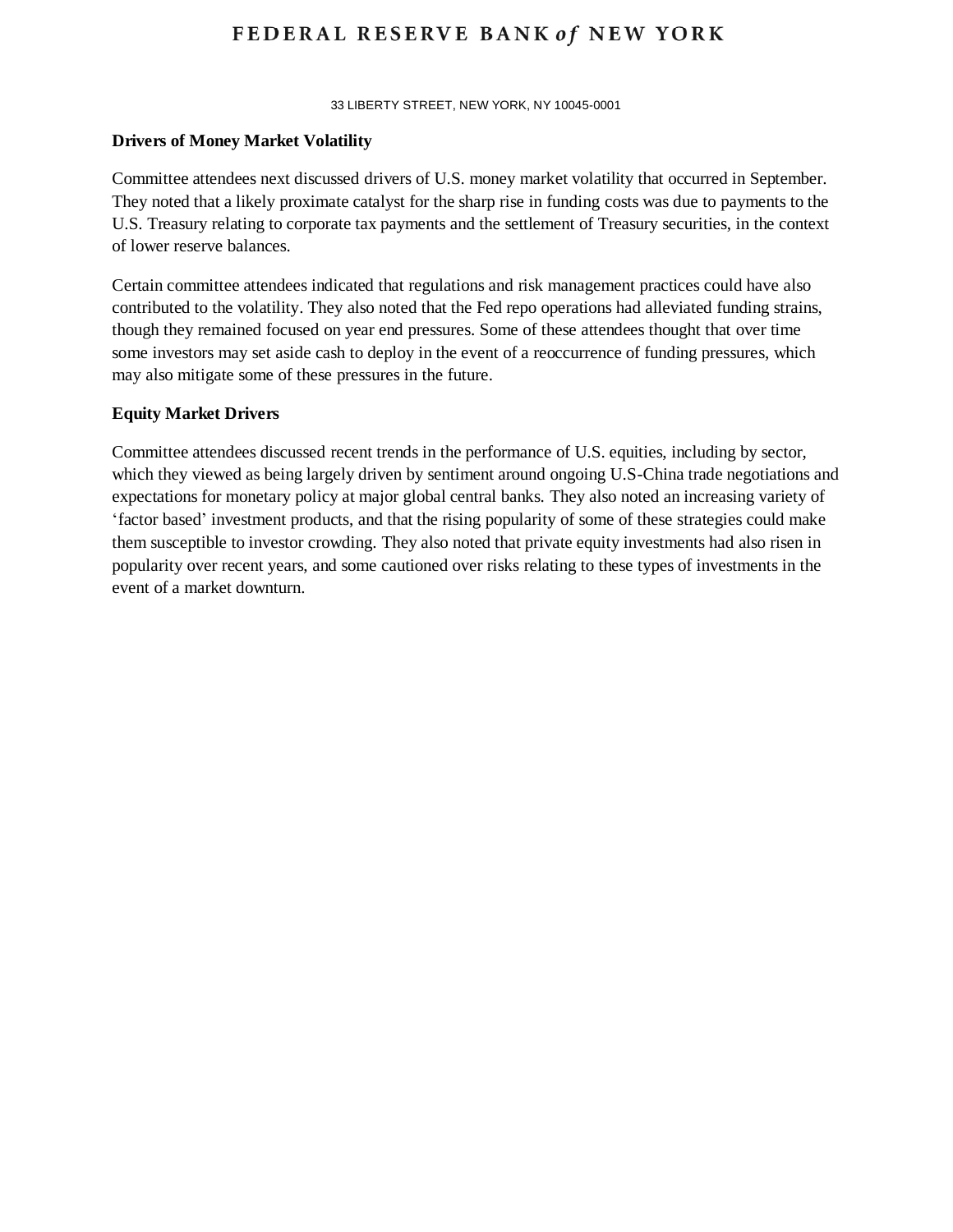**Drivers of Money Market Volatility**

Committee attendees next discussed drivers of U.S. money market volatility that occurred in September. They noted that a likely proximate catalyst for the sharp rise in funding costs was due to payments to the U.S. Treasury relating to corporate tax payments and the settlement of Treasury securities, in the context of lower reserve balances.

Certain committee attendees indicated that regulations and risk management practices could have also contributed to the volatility. They also noted that the Fed repo operations had alleviated funding strains, though they remained focused on year end pressures. Some of these attendees thought that over time some investors may set aside cash to deploy in the event of a reoccurrence of funding pressures, which may also mitigate some of these pressures in the future.

**Equity Market Drivers**

Committee attendees discussed recent trends in the performance of U.S. equities, including by sector, which they viewed as being largely driven by sentiment around ongoing U.S-China trade negotiations and expectations for monetary policy at major global central banks. They also noted an increasing variety of 'factor based' investment products, and that the rising popularity of some of these strategies could make them susceptible to investor crowding. They also noted that private equity investments had also risen in popularity over recent years, and some cautioned over risks relating to these types of investments in the event of a market downturn.